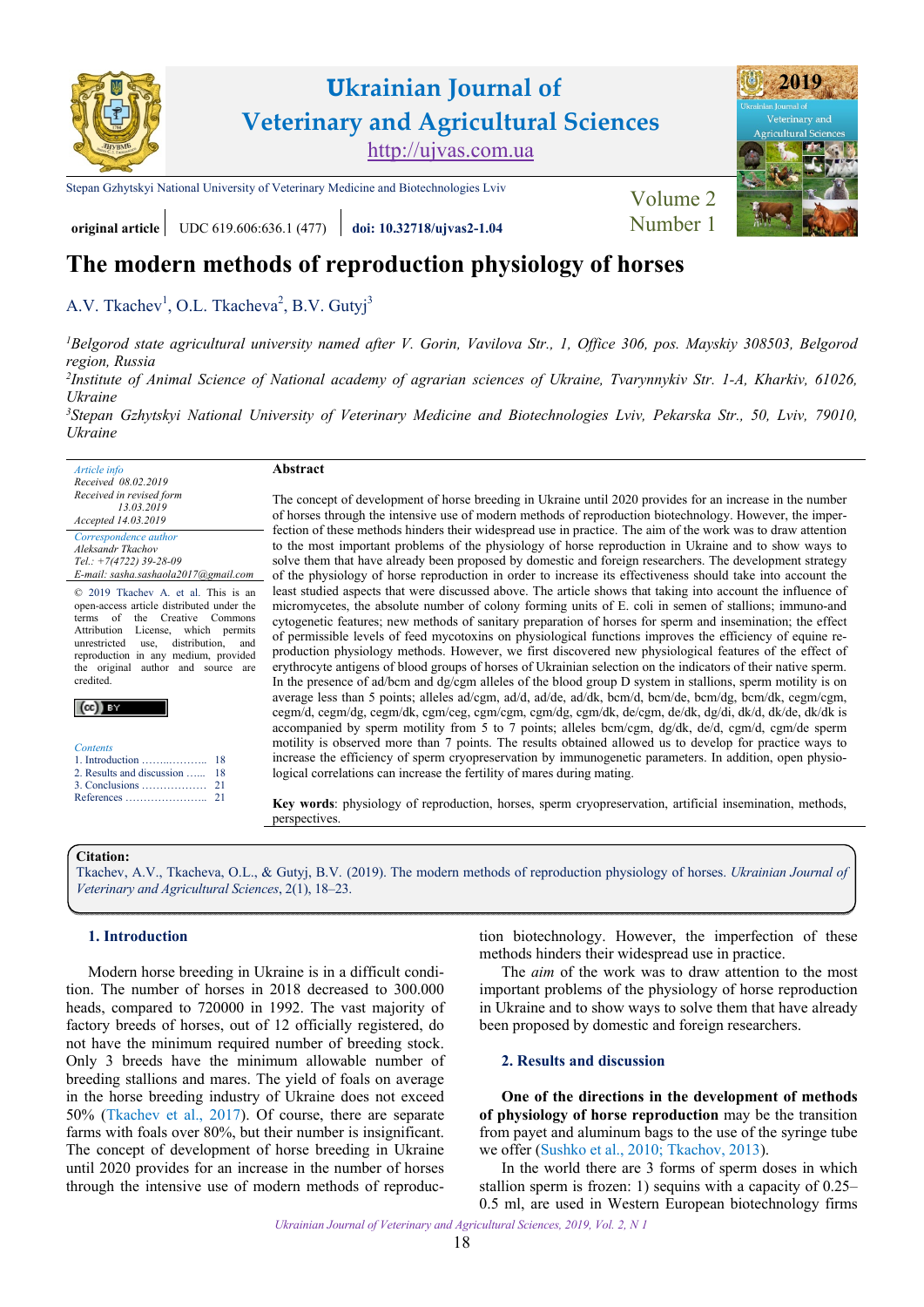Stepan Gzhytskyi National University of Veterinary Medicine and Biotechnologies Lviv

**original article** | UDC 619.606:636.1 (477) | **doi: 10.32718/ujvas2-1.04**

# The modern methods of reproduction physiology of horses

A.V. Tkachev[1], O.L. Tkacheva[2], B.V. Gutyj[3]

*[1]Belgorod state agricultural university named after V. Gorin, Vavilova Str., 1, Office 306, pos. Mayskiy 308503, Belgorod region, Russia*
*[2]Institute of Animal Science of National academy of agrarian sciences of Ukraine, Tvarynnykiv Str. 1-A, Kharkiv, 61026, Ukraine*
*[3]Stepan Gzhytskyi National University of Veterinary Medicine and Biotechnologies Lviv, Pekarska Str., 50, Lviv, 79010, Ukraine*

*Article info*
*Received 08.02.2019*
*Received in revised form 13.03.2019*
*Accepted 14.03.2019*

*Correspondence author*
*Aleksandr Tkachov*
*Tel.: +7(4722) 39-28-09*
*E-mail: sasha.sashaola2017@gmail.com*

© 2019 Tkachev A. et al. This is an open-access article distributed under the terms of the Creative Commons Attribution License, which permits unrestricted use, distribution, and reproduction in any medium, provided the original author and source are credited.

*Contents*
1. Introduction ........................ 18
2. Results and discussion ...... 18
3. Conclusions ....................... 21
References ............................ 21

**Abstract**

The concept of development of horse breeding in Ukraine until 2020 provides for an increase in the number of horses through the intensive use of modern methods of reproduction biotechnology. However, the imperfection of these methods hinders their widespread use in practice. The aim of the work was to draw attention to the most important problems of the physiology of horse reproduction in Ukraine and to show ways to solve them that have already been proposed by domestic and foreign researchers. The development strategy of the physiology of horse reproduction in order to increase its effectiveness should take into account the least studied aspects that were discussed above. The article shows that taking into account the influence of micromycetes, the absolute number of colony forming units of E. coli in semen of stallions; immuno-and cytogenetic features; new methods of sanitary preparation of horses for sperm and insemination; the effect of permissible levels of feed mycotoxins on physiological functions improves the efficiency of equine reproduction physiology methods. However, we first discovered new physiological features of the effect of erythrocyte antigens of blood groups of horses of Ukrainian selection on the indicators of their native sperm. In the presence of ad/bcm and dg/cgm alleles of the blood group D system in stallions, sperm motility is on average less than 5 points; alleles ad/cgm, ad/d, ad/de, ad/dk, bcm/d, bcm/de, bcm/dg, bcm/dk, cegm/cgm, cegm/d, cegm/dg, cegm/dk, cgm/ceg, cgm/cgm, cgm/dg, cgm/dk, de/cgm, de/dk, dg/di, dk/d, dk/de, dk/dk is accompanied by sperm motility from 5 to 7 points; alleles bcm/cgm, dg/dk, de/d, cgm/d, cgm/de sperm motility is observed more than 7 points. The results obtained allowed us to develop for practice ways to increase the efficiency of sperm cryopreservation by immunogenetic parameters. In addition, open physiological correlations can increase the fertility of mares during mating.

**Key words**: physiology of reproduction, horses, sperm cryopreservation, artificial insemination, methods, perspectives.

**Citation:**
Tkachev, A.V., Tkacheva, O.L., & Gutyj, B.V. (2019). The modern methods of reproduction physiology of horses. *Ukrainian Journal of Veterinary and Agricultural Sciences*, 2(1), 18–23.

## 1. Introduction

Modern horse breeding in Ukraine is in a difficult condition. The number of horses in 2018 decreased to 300.000 heads, compared to 720000 in 1992. The vast majority of factory breeds of horses, out of 12 officially registered, do not have the minimum required number of breeding stock. Only 3 breeds have the minimum allowable number of breeding stallions and mares. The yield of foals on average in the horse breeding industry of Ukraine does not exceed 50% (Tkachev et al., 2017). Of course, there are separate farms with foals over 80%, but their number is insignificant. The concept of development of horse breeding in Ukraine until 2020 provides for an increase in the number of horses through the intensive use of modern methods of reproduction biotechnology. However, the imperfection of these methods hinders their widespread use in practice.

The *aim* of the work was to draw attention to the most important problems of the physiology of horse reproduction in Ukraine and to show ways to solve them that have already been proposed by domestic and foreign researchers.

## 2. Results and discussion

**One of the directions in the development of methods of physiology of horse reproduction** may be the transition from payet and aluminum bags to the use of the syringe tube we offer (Sushko et al., 2010; Tkachov, 2013).

In the world there are 3 forms of sperm doses in which stallion sperm is frozen: 1) sequins with a capacity of 0.25–0.5 ml, are used in Western European biotechnology firms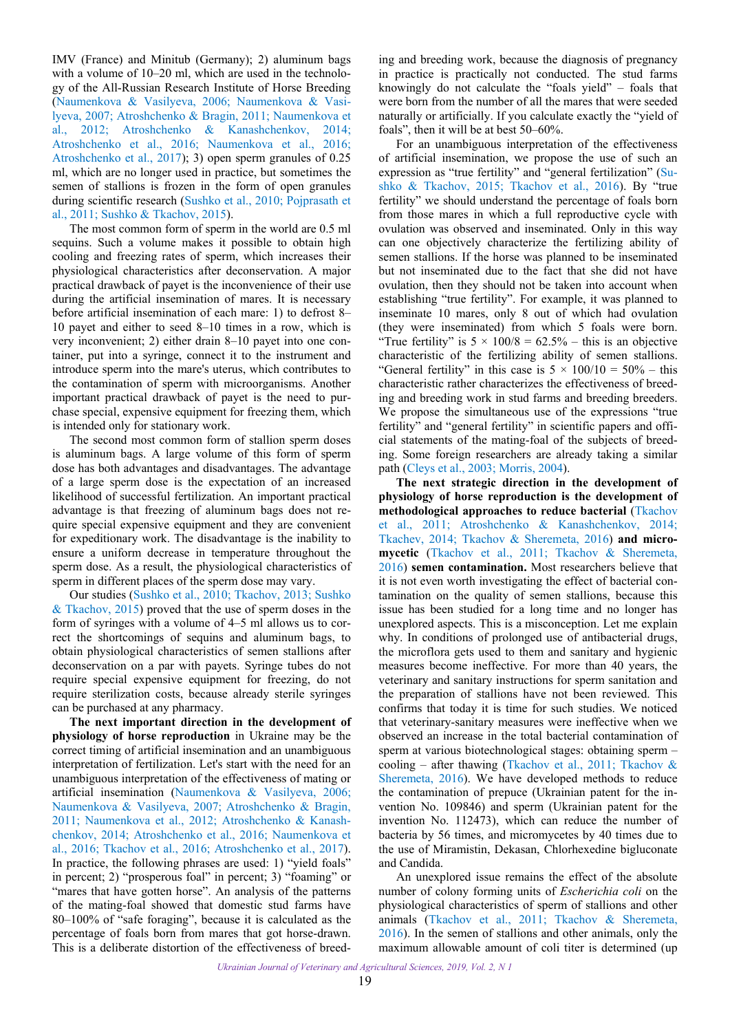IMV (France) and Minitub (Germany); 2) aluminum bags with a volume of 10–20 ml, which are used in the technology of the All-Russian Research Institute of Horse Breeding (Naumenkova & Vasilyeva, 2006; Naumenkova & Vasilyeva, 2007; Atroshchenko & Bragin, 2011; Naumenkova et al., 2012; Atroshchenko & Kanashchenkov, 2014; Atroshchenko et al., 2016; Naumenkova et al., 2016; Atroshchenko et al., 2017); 3) open sperm granules of 0.25 ml, which are no longer used in practice, but sometimes the semen of stallions is frozen in the form of open granules during scientific research (Sushko et al., 2010; Pojprasath et al., 2011; Sushko & Tkachov, 2015).

The most common form of sperm in the world are 0.5 ml sequins. Such a volume makes it possible to obtain high cooling and freezing rates of sperm, which increases their physiological characteristics after deconservation. A major practical drawback of payet is the inconvenience of their use during the artificial insemination of mares. It is necessary before artificial insemination of each mare: 1) to defrost 8–10 payet and either to seed 8–10 times in a row, which is very inconvenient; 2) either drain 8–10 payet into one container, put into a syringe, connect it to the instrument and introduce sperm into the mare's uterus, which contributes to the contamination of sperm with microorganisms. Another important practical drawback of payet is the need to purchase special, expensive equipment for freezing them, which is intended only for stationary work.

The second most common form of stallion sperm doses is aluminum bags. A large volume of this form of sperm dose has both advantages and disadvantages. The advantage of a large sperm dose is the expectation of an increased likelihood of successful fertilization. An important practical advantage is that freezing of aluminum bags does not require special expensive equipment and they are convenient for expeditionary work. The disadvantage is the inability to ensure a uniform decrease in temperature throughout the sperm dose. As a result, the physiological characteristics of sperm in different places of the sperm dose may vary.

Our studies (Sushko et al., 2010; Tkachov, 2013; Sushko & Tkachov, 2015) proved that the use of sperm doses in the form of syringes with a volume of 4–5 ml allows us to correct the shortcomings of sequins and aluminum bags, to obtain physiological characteristics of semen stallions after deconservation on a par with payets. Syringe tubes do not require special expensive equipment for freezing, do not require sterilization costs, because already sterile syringes can be purchased at any pharmacy.

**The next important direction in the development of physiology of horse reproduction** in Ukraine may be the correct timing of artificial insemination and an unambiguous interpretation of fertilization. Let's start with the need for an unambiguous interpretation of the effectiveness of mating or artificial insemination (Naumenkova & Vasilyeva, 2006; Naumenkova & Vasilyeva, 2007; Atroshchenko & Bragin, 2011; Naumenkova et al., 2012; Atroshchenko & Kanashchenkov, 2014; Atroshchenko et al., 2016; Naumenkova et al., 2016; Tkachov et al., 2016; Atroshchenko et al., 2017). In practice, the following phrases are used: 1) "yield foals" in percent; 2) "prosperous foal" in percent; 3) "foaming" or "mares that have gotten horse". An analysis of the patterns of the mating-foal showed that domestic stud farms have 80–100% of "safe foraging", because it is calculated as the percentage of foals born from mares that got horse-drawn. This is a deliberate distortion of the effectiveness of breeding and breeding work, because the diagnosis of pregnancy in practice is practically not conducted. The stud farms knowingly do not calculate the "foals yield" – foals that were born from the number of all the mares that were seeded naturally or artificially. If you calculate exactly the "yield of foals", then it will be at best 50–60%.

For an unambiguous interpretation of the effectiveness of artificial insemination, we propose the use of such an expression as "true fertility" and "general fertilization" (Sushko & Tkachov, 2015; Tkachov et al., 2016). By "true fertility" we should understand the percentage of foals born from those mares in which a full reproductive cycle with ovulation was observed and inseminated. Only in this way can one objectively characterize the fertilizing ability of semen stallions. If the horse was planned to be inseminated but not inseminated due to the fact that she did not have ovulation, then they should not be taken into account when establishing "true fertility". For example, it was planned to inseminate 10 mares, only 8 out of which had ovulation (they were inseminated) from which 5 foals were born. "True fertility" is $5 \times 100/8 = 62.5\%$ – this is an objective characteristic of the fertilizing ability of semen stallions. "General fertility" in this case is $5 \times 100/10 = 50\%$ – this characteristic rather characterizes the effectiveness of breeding and breeding work in stud farms and breeding breeders. We propose the simultaneous use of the expressions "true fertility" and "general fertility" in scientific papers and official statements of the mating-foal of the subjects of breeding. Some foreign researchers are already taking a similar path (Cleys et al., 2003; Morris, 2004).

**The next strategic direction in the development of physiology of horse reproduction is the development of methodological approaches to reduce bacterial** (Tkachov et al., 2011; Atroshchenko & Kanashchenkov, 2014; Tkachev, 2014; Tkachov & Sheremeta, 2016) **and micromycetic** (Tkachov et al., 2011; Tkachov & Sheremeta, 2016) **semen contamination.** Most researchers believe that it is not even worth investigating the effect of bacterial contamination on the quality of semen stallions, because this issue has been studied for a long time and no longer has unexplored aspects. This is a misconception. Let me explain why. In conditions of prolonged use of antibacterial drugs, the microflora gets used to them and sanitary and hygienic measures become ineffective. For more than 40 years, the veterinary and sanitary instructions for sperm sanitation and the preparation of stallions have not been reviewed. This confirms that today it is time for such studies. We noticed that veterinary-sanitary measures were ineffective when we observed an increase in the total bacterial contamination of sperm at various biotechnological stages: obtaining sperm – cooling – after thawing (Tkachov et al., 2011; Tkachov & Sheremeta, 2016). We have developed methods to reduce the contamination of prepuce (Ukrainian patent for the invention No. 109846) and sperm (Ukrainian patent for the invention No. 112473), which can reduce the number of bacteria by 56 times, and micromycetes by 40 times due to the use of Miramistin, Dekasan, Chlorhexedine bigluconate and Candida.

An unexplored issue remains the effect of the absolute number of colony forming units of *Escherichia coli* on the physiological characteristics of sperm of stallions and other animals (Tkachov et al., 2011; Tkachov & Sheremeta, 2016). In the semen of stallions and other animals, only the maximum allowable amount of coli titer is determined (up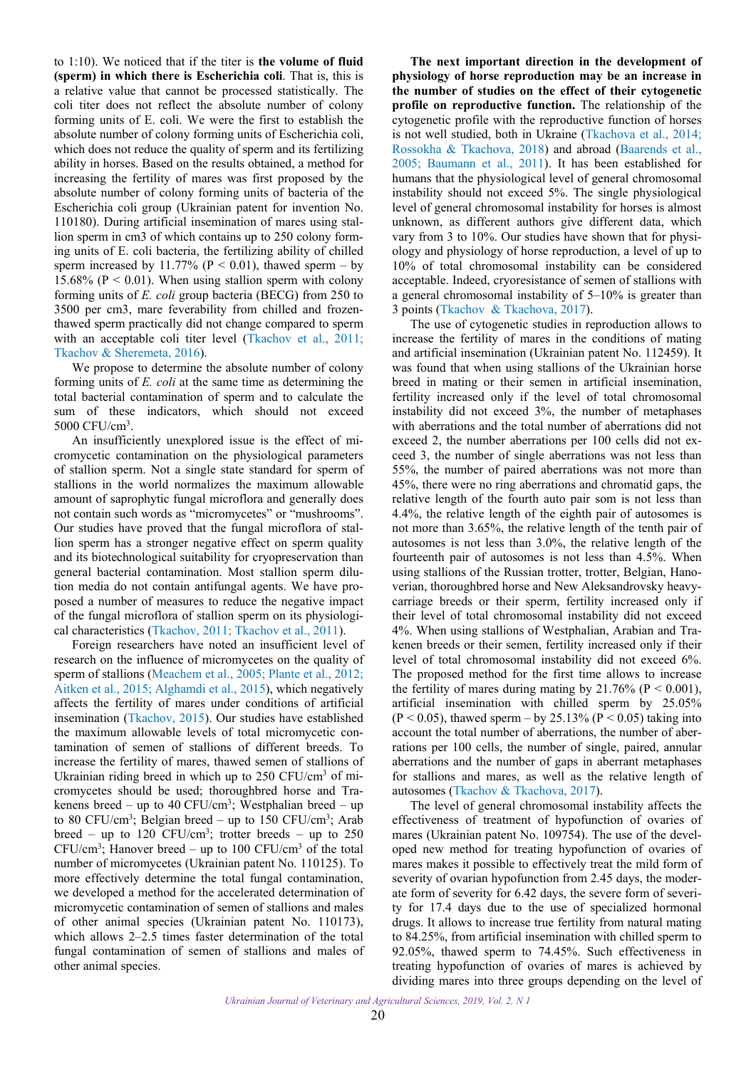to 1:10). We noticed that if the titer is **the volume of fluid (sperm) in which there is Escherichia coli**. That is, this is a relative value that cannot be processed statistically. The coli titer does not reflect the absolute number of colony forming units of E. coli. We were the first to establish the absolute number of colony forming units of Escherichia coli, which does not reduce the quality of sperm and its fertilizing ability in horses. Based on the results obtained, a method for increasing the fertility of mares was first proposed by the absolute number of colony forming units of bacteria of the Escherichia coli group (Ukrainian patent for invention No. 110180). During artificial insemination of mares using stallion sperm in cm3 of which contains up to 250 colony forming units of E. coli bacteria, the fertilizing ability of chilled sperm increased by 11.77% ($P < 0.01$), thawed sperm – by 15.68% ($P < 0.01$). When using stallion sperm with colony forming units of *E. coli* group bacteria (BECG) from 250 to 3500 per cm3, mare feverability from chilled and frozen-thawed sperm practically did not change compared to sperm with an acceptable coli titer level (Tkachov et al., 2011; Tkachov & Sheremeta, 2016).

We propose to determine the absolute number of colony forming units of *E. coli* at the same time as determining the total bacterial contamination of sperm and to calculate the sum of these indicators, which should not exceed 5000 CFU/cm$^3$.

An insufficiently unexplored issue is the effect of micromycetic contamination on the physiological parameters of stallion sperm. Not a single state standard for sperm of stallions in the world normalizes the maximum allowable amount of saprophytic fungal microflora and generally does not contain such words as "micromycetes" or "mushrooms". Our studies have proved that the fungal microflora of stallion sperm has a stronger negative effect on sperm quality and its biotechnological suitability for cryopreservation than general bacterial contamination. Most stallion sperm dilution media do not contain antifungal agents. We have proposed a number of measures to reduce the negative impact of the fungal microflora of stallion sperm on its physiological characteristics (Tkachov, 2011; Tkachov et al., 2011).

Foreign researchers have noted an insufficient level of research on the influence of micromycetes on the quality of sperm of stallions (Meachem et al., 2005; Plante et al., 2012; Aitken et al., 2015; Alghamdi et al., 2015), which negatively affects the fertility of mares under conditions of artificial insemination (Tkachov, 2015). Our studies have established the maximum allowable levels of total micromycetic contamination of semen of stallions of different breeds. To increase the fertility of mares, thawed semen of stallions of Ukrainian riding breed in which up to 250 CFU/cm$^3$ of micromycetes should be used; thoroughbred horse and Trakenens breed – up to 40 CFU/cm$^3$; Westphalian breed – up to 80 CFU/cm$^3$; Belgian breed – up to 150 CFU/cm$^3$; Arab breed – up to 120 CFU/cm$^3$; trotter breeds – up to 250 CFU/cm$^3$; Hanover breed – up to 100 CFU/cm$^3$ of the total number of micromycetes (Ukrainian patent No. 110125). To more effectively determine the total fungal contamination, we developed a method for the accelerated determination of micromycetic contamination of semen of stallions and males of other animal species (Ukrainian patent No. 110173), which allows 2–2.5 times faster determination of the total fungal contamination of semen of stallions and males of other animal species.

**The next important direction in the development of physiology of horse reproduction may be an increase in the number of studies on the effect of their cytogenetic profile on reproductive function.** The relationship of the cytogenetic profile with the reproductive function of horses is not well studied, both in Ukraine (Tkachova et al., 2014; Rossokha & Tkachova, 2018) and abroad (Baarends et al., 2005; Baumann et al., 2011). It has been established for humans that the physiological level of general chromosomal instability should not exceed 5%. The single physiological level of general chromosomal instability for horses is almost unknown, as different authors give different data, which vary from 3 to 10%. Our studies have shown that for physiology and physiology of horse reproduction, a level of up to 10% of total chromosomal instability can be considered acceptable. Indeed, cryoresistance of semen of stallions with a general chromosomal instability of 5–10% is greater than 3 points (Tkachov & Tkachova, 2017).

The use of cytogenetic studies in reproduction allows to increase the fertility of mares in the conditions of mating and artificial insemination (Ukrainian patent No. 112459). It was found that when using stallions of the Ukrainian horse breed in mating or their semen in artificial insemination, fertility increased only if the level of total chromosomal instability did not exceed 3%, the number of metaphases with aberrations and the total number of aberrations did not exceed 2, the number aberrations per 100 cells did not exceed 3, the number of single aberrations was not less than 55%, the number of paired aberrations was not more than 45%, there were no ring aberrations and chromatid gaps, the relative length of the fourth auto pair som is not less than 4.4%, the relative length of the eighth pair of autosomes is not more than 3.65%, the relative length of the tenth pair of autosomes is not less than 3.0%, the relative length of the fourteenth pair of autosomes is not less than 4.5%. When using stallions of the Russian trotter, trotter, Belgian, Hanoverian, thoroughbred horse and New Aleksandrovsky heavy-carriage breeds or their sperm, fertility increased only if their level of total chromosomal instability did not exceed 4%. When using stallions of Westphalian, Arabian and Trakenen breeds or their semen, fertility increased only if their level of total chromosomal instability did not exceed 6%. The proposed method for the first time allows to increase the fertility of mares during mating by 21.76% ($P < 0.001$), artificial insemination with chilled sperm by 25.05% ($P < 0.05$), thawed sperm – by 25.13% ($P < 0.05$) taking into account the total number of aberrations, the number of aberrations per 100 cells, the number of single, paired, annular aberrations and the number of gaps in aberrant metaphases for stallions and mares, as well as the relative length of autosomes (Tkachov & Tkachova, 2017).

The level of general chromosomal instability affects the effectiveness of treatment of hypofunction of ovaries of mares (Ukrainian patent No. 109754). The use of the developed new method for treating hypofunction of ovaries of mares makes it possible to effectively treat the mild form of severity of ovarian hypofunction from 2.45 days, the moderate form of severity for 6.42 days, the severe form of severity for 17.4 days due to the use of specialized hormonal drugs. It allows to increase true fertility from natural mating to 84.25%, from artificial insemination with chilled sperm to 92.05%, thawed sperm to 74.45%. Such effectiveness in treating hypofunction of ovaries of mares is achieved by dividing mares into three groups depending on the level of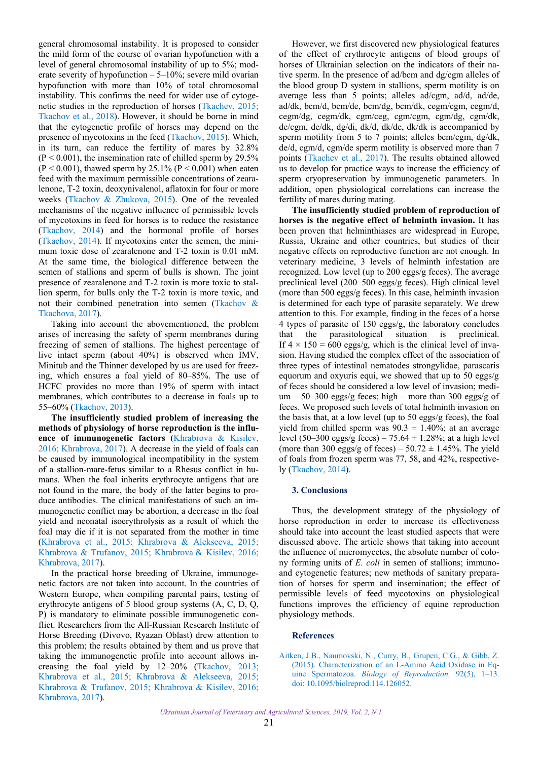general chromosomal instability. It is proposed to consider the mild form of the course of ovarian hypofunction with a level of general chromosomal instability of up to 5%; moderate severity of hypofunction – 5–10%; severe mild ovarian hypofunction with more than 10% of total chromosomal instability. This confirms the need for wider use of cytogenetic studies in the reproduction of horses (Tkachev, 2015; Tkachov et al., 2018). However, it should be borne in mind that the cytogenetic profile of horses may depend on the presence of mycotoxins in the feed (Tkachov, 2015). Which, in its turn, can reduce the fertility of mares by 32.8% ($P < 0.001$), the insemination rate of chilled sperm by 29.5% ($P < 0.001$), thawed sperm by 25.1% ($P < 0.001$) when eaten feed with the maximum permissible concentrations of zearalenone, T-2 toxin, deoxynivalenol, aflatoxin for four or more weeks (Tkachov & Zhukova, 2015). One of the revealed mechanisms of the negative influence of permissible levels of mycotoxins in feed for horses is to reduce the resistance (Tkachov, 2014) and the hormonal profile of horses (Tkachov, 2014). If mycotoxins enter the semen, the minimum toxic dose of zearalenone and T-2 toxin is 0.01 mM. At the same time, the biological difference between the semen of stallions and sperm of bulls is shown. The joint presence of zearalenone and T-2 toxin is more toxic to stallion sperm, for bulls only the T-2 toxin is more toxic, and not their combined penetration into semen (Tkachov & Tkachova, 2017).

Taking into account the abovementioned, the problem arises of increasing the safety of sperm membranes during freezing of semen of stallions. The highest percentage of live intact sperm (about 40%) is observed when IMV, Minitub and the Thinner developed by us are used for freezing, which ensures a foal yield of 80–85%. The use of HCFC provides no more than 19% of sperm with intact membranes, which contributes to a decrease in foals up to 55–60% (Tkachov, 2013).

**The insufficiently studied problem of increasing the methods of physiology of horse reproduction is the influence of immunogenetic factors** (Khrabrova & Kisilev, 2016; Khrabrova, 2017). A decrease in the yield of foals can be caused by immunological incompatibility in the system of a stallion-mare-fetus similar to a Rhesus conflict in humans. When the foal inherits erythrocyte antigens that are not found in the mare, the body of the latter begins to produce antibodies. The clinical manifestations of such an immunogenetic conflict may be abortion, a decrease in the foal yield and neonatal isoerythrolysis as a result of which the foal may die if it is not separated from the mother in time (Khrabrova et al., 2015; Khrabrova & Alekseeva, 2015; Khrabrova & Trufanov, 2015; Khrabrova & Kisilev, 2016; Khrabrova, 2017).

In the practical horse breeding of Ukraine, immunogenetic factors are not taken into account. In the countries of Western Europe, when compiling parental pairs, testing of erythrocyte antigens of 5 blood group systems (A, C, D, Q, P) is mandatory to eliminate possible immunogenetic conflict. Researchers from the All-Russian Research Institute of Horse Breeding (Divovo, Ryazan Oblast) drew attention to this problem; the results obtained by them and us prove that taking the immunogenetic profile into account allows increasing the foal yield by 12–20% (Tkachov, 2013; Khrabrova et al., 2015; Khrabrova & Alekseeva, 2015; Khrabrova & Trufanov, 2015; Khrabrova & Kisilev, 2016; Khrabrova, 2017).

However, we first discovered new physiological features of the effect of erythrocyte antigens of blood groups of horses of Ukrainian selection on the indicators of their native sperm. In the presence of ad/bcm and dg/cgm alleles of the blood group D system in stallions, sperm motility is on average less than 5 points; alleles ad/cgm, ad/d, ad/de, ad/dk, bcm/d, bcm/de, bcm/dg, bcm/dk, cegm/cgm, cegm/d, cegm/dg, cegm/dk, cgm/ceg, cgm/cgm, cgm/dg, cgm/dk, de/cgm, de/dk, dg/di, dk/d, dk/de, dk/dk is accompanied by sperm motility from 5 to 7 points; alleles bcm/cgm, dg/dk, de/d, cgm/d, cgm/de sperm motility is observed more than 7 points (Tkachev et al., 2017). The results obtained allowed us to develop for practice ways to increase the efficiency of sperm cryopreservation by immunogenetic parameters. In addition, open physiological correlations can increase the fertility of mares during mating.

**The insufficiently studied problem of reproduction of horses is the negative effect of helminth invasion.** It has been proven that helminthiases are widespread in Europe, Russia, Ukraine and other countries, but studies of their negative effects on reproductive function are not enough. In veterinary medicine, 3 levels of helminth infestation are recognized. Low level (up to 200 eggs/g feces). The average preclinical level (200–500 eggs/g feces). High clinical level (more than 500 eggs/g feces). In this case, helminth invasion is determined for each type of parasite separately. We drew attention to this. For example, finding in the feces of a horse 4 types of parasite of 150 eggs/g, the laboratory concludes that the parasitological situation is preclinical. If $4 \times 150 = 600$ eggs/g, which is the clinical level of invasion. Having studied the complex effect of the association of three types of intestinal nematodes strongylidae, parascaris equorum and oxyuris equi, we showed that up to 50 eggs/g of feces should be considered a low level of invasion; medium – 50–300 eggs/g feces; high – more than 300 eggs/g of feces. We proposed such levels of total helminth invasion on the basis that, at a low level (up to 50 eggs/g feces), the foal yield from chilled sperm was $90.3 \pm 1.40\%$; at an average level (50–300 eggs/g feces) – $75.64 \pm 1.28\%$; at a high level (more than 300 eggs/g of feces) – $50.72 \pm 1.45\%$. The yield of foals from frozen sperm was 77, 58, and 42%, respectively (Tkachov, 2014).

### 3. Conclusions

Thus, the development strategy of the physiology of horse reproduction in order to increase its effectiveness should take into account the least studied aspects that were discussed above. The article shows that taking into account the influence of micromycetes, the absolute number of colony forming units of *E. coli* in semen of stallions; immuno- and cytogenetic features; new methods of sanitary preparation of horses for sperm and insemination; the effect of permissible levels of feed mycotoxins on physiological functions improves the efficiency of equine reproduction physiology methods.

### References

Aitken, J.B., Naumovski, N., Curry, B., Grupen, C.G., & Gibb, Z. (2015). Characterization of an L-Amino Acid Oxidase in Equine Spermatozoa. *Biology of Reproduction,* 92(5), 1–13. doi: 10.1095/biolreprod.114.126052.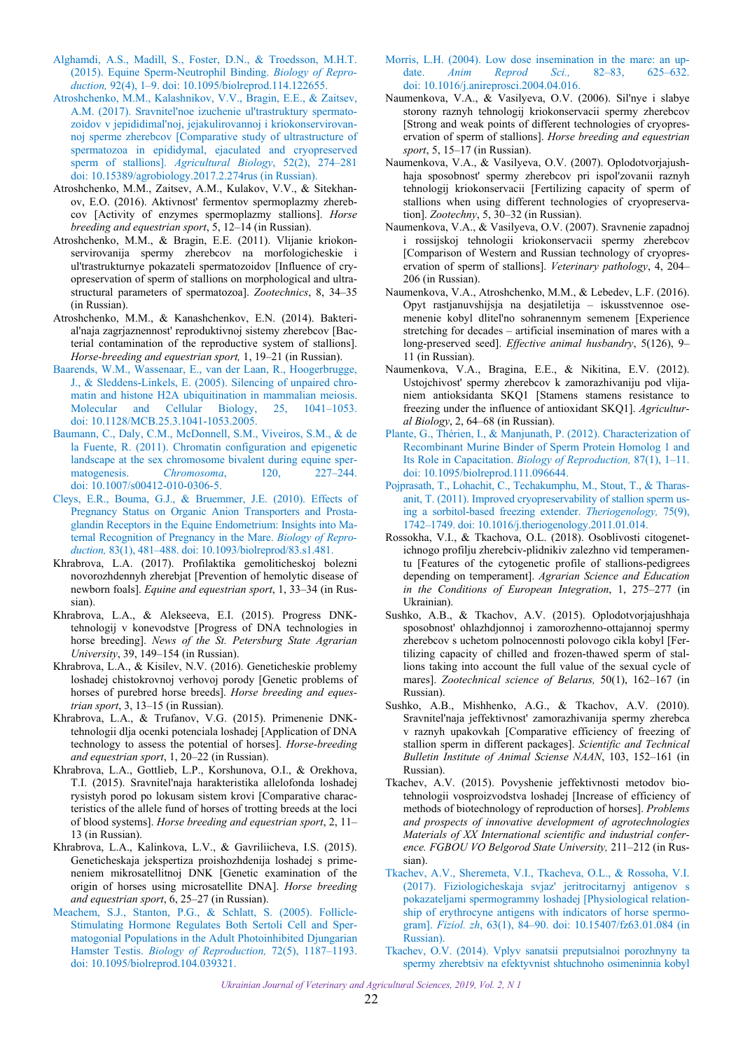Alghamdi, A.S., Madill, S., Foster, D.N., & Troedsson, M.H.T. (2015). Equine Sperm-Neutrophil Binding. *Biology of Reproduction,* 92(4), 1–9. doi: 10.1095/biolreprod.114.122655.

Atroshchenko, M.M., Kalashnikov, V.V., Bragin, E.E., & Zaitsev, A.M. (2017). Sravnitel'noe izuchenie ul'trastruktury spermatozoidov v jepididimal'noj, jejakulirovannoj i kriokonservirovannoj sperme zherebcov [Comparative study of ultrastructure of spermatozoa in epididymal, ejaculated and cryopreserved sperm of stallions]. *Agricultural Biology*, 52(2), 274–281 doi: 10.15389/agrobiology.2017.2.274rus (in Russian).

Atroshchenko, M.M., Zaitsev, A.M., Kulakov, V.V., & Sitekhanov, E.O. (2016). Aktivnost' fermentov spermoplazmy zherebcov [Activity of enzymes spermoplazmy stallions]. *Horse breeding and equestrian sport*, 5, 12–14 (in Russian).

Atroshchenko, M.M., & Bragin, E.E. (2011). Vlijanie kriokonservirovanija spermy zherebcov na morfologicheskie i ul'trastrukturnye pokazateli spermatozoidov [Influence of cryopreservation of sperm of stallions on morphological and ultrastructural parameters of spermatozoa]. *Zootechnics*, 8, 34–35 (in Russian).

Atroshchenko, M.M., & Kanashchenkov, E.N. (2014). Bakterial'naja zagrjaznennost' reproduktivnoj sistemy zherebcov [Bacterial contamination of the reproductive system of stallions]. *Horse-breeding and equestrian sport,* 1, 19–21 (in Russian).

Baarends, W.M., Wassenaar, E., van der Laan, R., Hoogerbrugge, J., & Sleddens-Linkels, E. (2005). Silencing of unpaired chromatin and histone H2A ubiquitination in mammalian meiosis. Molecular and Cellular Biology, 25, 1041–1053. doi: 10.1128/MCB.25.3.1041-1053.2005.

Baumann, C., Daly, C.M., McDonnell, S.M., Viveiros, S.M., & de la Fuente, R. (2011). Chromatin configuration and epigenetic landscape at the sex chromosome bivalent during equine spermatogenesis. *Chromosoma*, 120, 227–244. doi: 10.1007/s00412-010-0306-5.

Cleys, E.R., Bouma, G.J., & Bruemmer, J.E. (2010). Effects of Pregnancy Status on Organic Anion Transporters and Prostaglandin Receptors in the Equine Endometrium: Insights into Maternal Recognition of Pregnancy in the Mare. *Biology of Reproduction,* 83(1), 481–488. doi: 10.1093/biolreprod/83.s1.481.

Khrabrova, L.A. (2017). Profilaktika gemoliticheskoj bolezni novorozhdennyh zherebjat [Prevention of hemolytic disease of newborn foals]. *Equine and equestrian sport*, 1, 33–34 (in Russian).

Khrabrova, L.A., & Alekseeva, E.I. (2015). Progress DNK-tehnologij v konevodstve [Progress of DNA technologies in horse breeding]. *News of the St. Petersburg State Agrarian University*, 39, 149–154 (in Russian).

Khrabrova, L.A., & Kisilev, N.V. (2016). Geneticheskie problemy loshadej chistokrovnoj verhovoj porody [Genetic problems of horses of purebred horse breeds]. *Horse breeding and equestrian sport*, 3, 13–15 (in Russian).

Khrabrova, L.A., & Trufanov, V.G. (2015). Primenenie DNK-tehnologij dlja ocenki potenciala loshadej [Application of DNA technology to assess the potential of horses]. *Horse-breeding and equestrian sport*, 1, 20–22 (in Russian).

Khrabrova, L.A., Gottlieb, L.P., Korshunova, O.I., & Orekhova, T.I. (2015). Sravnitel'naja harakteristika allelofonda loshadej rysistyh porod po lokusam sistem krovi [Comparative characteristics of the allele fund of horses of trotting breeds at the loci of blood systems]. *Horse breeding and equestrian sport*, 2, 11–13 (in Russian).

Khrabrova, L.A., Kalinkova, L.V., & Gavriliicheva, I.S. (2015). Geneticheskaja jekspertiza proishozhdenija loshadej s primeneniem mikrosatellitnoj DNK [Genetic examination of the origin of horses using microsatellite DNA]. *Horse breeding and equestrian sport*, 6, 25–27 (in Russian).

Meachem, S.J., Stanton, P.G., & Schlatt, S. (2005). Follicle-Stimulating Hormone Regulates Both Sertoli Cell and Spermatogonial Populations in the Adult Photoinhibited Djungarian Hamster Testis. *Biology of Reproduction,* 72(5), 1187–1193. doi: 10.1095/biolreprod.104.039321.

Morris, L.H. (2004). Low dose insemination in the mare: an update. *Anim Reprod Sci.,* 82–83, 625–632. doi: 10.1016/j.anireprosci.2004.04.016.

Naumenkova, V.A., & Vasilyeva, O.V. (2006). Sil'nye i slabye storony raznyh tehnologij kriokonservacii spermy zherebcov [Strong and weak points of different technologies of cryopreservation of sperm of stallions]. *Horse breeding and equestrian sport*, 5, 15–17 (in Russian).

Naumenkova, V.A., & Vasilyeva, O.V. (2007). Oplodotvorjajushhaja sposobnost' spermy zherebcov pri ispol'zovanii raznyh tehnologij kriokonservacii [Fertilizing capacity of sperm of stallions when using different technologies of cryopreservation]. *Zootechny*, 5, 30–32 (in Russian).

Naumenkova, V.A., & Vasilyeva, O.V. (2007). Sravnenie zapadnoj i rossijskoj tehnologii kriokonservacii spermy zherebcov [Comparison of Western and Russian technology of cryopreservation of sperm of stallions]. *Veterinary pathology*, 4, 204–206 (in Russian).

Naumenkova, V.A., Atroshchenko, M.M., & Lebedev, L.F. (2016). Opyt rastjanuvshijsja na desjatiletija – iskusstvennoe osemenenie kobyl dlitel'no sohranennym semenem [Experience stretching for decades – artificial insemination of mares with a long-preserved seed]. *Effective animal husbandry*, 5(126), 9–11 (in Russian).

Naumenkova, V.A., Bragina, E.E., & Nikitina, E.V. (2012). Ustojchivost' spermy zherebcov k zamorazhivaniju pod vlijaniem antioksidanta SKQ1 [Stamens stamens resistance to freezing under the influence of antioxidant SKQ1]. *Agricultural Biology*, 2, 64–68 (in Russian).

Plante, G., Thérien, I., & Manjunath, P. (2012). Characterization of Recombinant Murine Binder of Sperm Protein Homolog 1 and Its Role in Capacitation. *Biology of Reproduction,* 87(1), 1–11. doi: 10.1095/biolreprod.111.096644.

Pojprasath, T., Lohachit, C., Techakumphu, M., Stout, T., & Tharasanit, T. (2011). Improved cryopreservability of stallion sperm using a sorbitol-based freezing extender. *Theriogenology,* 75(9), 1742–1749. doi: 10.1016/j.theriogenology.2011.01.014.

Rossokha, V.I., & Tkachova, O.L. (2018). Osoblivosti citogenetichnogo profilju zherebciv-plidnikiv zalezhno vid temperamentu [Features of the cytogenetic profile of stallions-pedigrees depending on temperament]. *Agrarian Science and Education in the Conditions of European Integration*, 1, 275–277 (in Ukrainian).

Sushko, A.B., & Tkachov, A.V. (2015). Oplodotvorjajushhaja sposobnost' ohlazhdjonnoj i zamorozhenno-ottajannoj spermy zherebcov s uchetom polnocennosti polovogo cikla kobyl [Fertilizing capacity of chilled and frozen-thawed sperm of stallions taking into account the full value of the sexual cycle of mares]. *Zootechnical science of Belarus,* 50(1), 162–167 (in Russian).

Sushko, A.B., Mishhenko, A.G., & Tkachov, A.V. (2010). Sravnitel'naja jeffektivnost' zamorazhivanija spermy zherebca v raznyh upakovkah [Comparative efficiency of freezing of stallion sperm in different packages]. *Scientific and Technical Bulletin Institute of Animal Sciense NAAN*, 103, 152–161 (in Russian).

Tkachev, A.V. (2015). Povyshenie jeffektivnosti metodov biotehnologii vosproizvodstva loshadej [Increase of efficiency of methods of biotechnology of reproduction of horses]. *Problems and prospects of innovative development of agrotechnologies Materials of XX International scientific and industrial conference. FGBOU VO Belgorod State University,* 211–212 (in Russian).

Tkachev, A.V., Sheremeta, V.I., Tkacheva, O.L., & Rossoha, V.I. (2017). Fiziologicheskaja svjaz' jeritrocitarnyj antigenov s pokazateljami spermogrammy loshadej [Physiological relationship of erythrocyne antigens with indicators of horse spermogram]. *Fiziol. zh*, 63(1), 84–90. doi: 10.15407/fz63.01.084 (in Russian).

Tkachev, O.V. (2014). Vplyv sanatsii preputsialnoi porozhnyny ta spermy zherebtsiv na efektyvnist shtuchnoho osimeninnia kobyl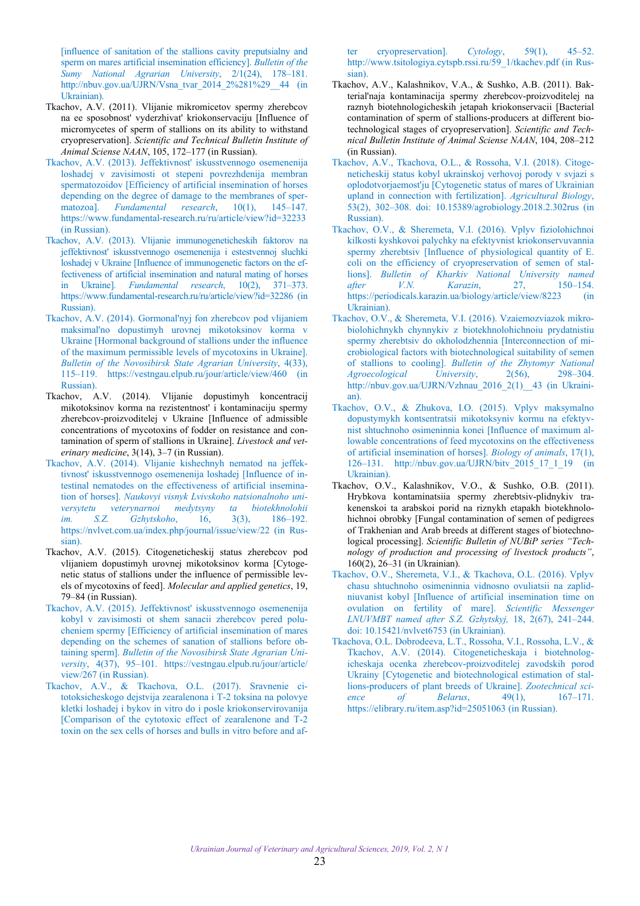[influence of sanitation of the stallions cavity preputsialny and sperm on mares artificial insemination efficiency]. *Bulletin of the Sumy National Agrarian University*, 2/1(24), 178–181. http://nbuv.gov.ua/UJRN/Vsna_tvar_2014_2%281%29__44 (in Ukrainian).

Tkachov, A.V. (2011). Vlijanie mikromicetov spermy zherebcov na ee sposobnost' vyderzhivat' kriokonservaciju [Influence of micromycetes of sperm of stallions on its ability to withstand cryopreservation]. *Scientific and Technical Bulletin Institute of Animal Sciense NAAN*, 105, 172–177 (in Russian).

Tkachov, A.V. (2013). Jeffektivnost' iskusstvennogo osemenenija loshadej v zavisimosti ot stepeni povrezhdenija membran spermatozoidov [Efficiency of artificial insemination of horses depending on the degree of damage to the membranes of spermatozoa]. *Fundamental research*, 10(1), 145–147. https://www.fundamental-research.ru/ru/article/view?id=32233 (in Russian).

Tkachov, A.V. (2013). Vlijanie immunogeneticheskih faktorov na jeffektivnost' iskusstvennogo osemenenija i estestvennoj sluchki loshadej v Ukraine [Influence of immunogenetic factors on the effectiveness of artificial insemination and natural mating of horses in Ukraine]. *Fundamental research*, 10(2), 371–373. https://www.fundamental-research.ru/ru/article/view?id=32286 (in Russian).

Tkachov, A.V. (2014). Gormonal'nyj fon zherebcov pod vlijaniem maksimal'no dopustimyh urovnej mikotoksinov korma v Ukraine [Hormonal background of stallions under the influence of the maximum permissible levels of mycotoxins in Ukraine]. *Bulletin of the Novosibirsk State Agrarian University*, 4(33), 115–119. https://vestngau.elpub.ru/jour/article/view/460 (in Russian).

Tkachov, A.V. (2014). Vlijanie dopustimyh koncentracij mikotoksinov korma na rezistentnost' i kontaminaciju spermy zherebcov-proizvoditelej v Ukraine [Influence of admissible concentrations of mycotoxins of fodder on resistance and contamination of sperm of stallions in Ukraine]. *Livestock and veterinary medicine*, 3(14), 3–7 (in Russian).

Tkachov, A.V. (2014). Vlijanie kishechnyh nematod na jeffektivnost' iskusstvennogo osemenenija loshadej [Influence of intestinal nematodes on the effectiveness of artificial insemination of horses]. *Naukovyi visnyk Lvivskoho natsionalnoho universytetu veterynarnoi medytsyny ta biotekhnolohii im. S.Z. Gzhytskoho*, 16, 3(3), 186–192. https://nvlvet.com.ua/index.php/journal/issue/view/22 (in Russian).

Tkachov, A.V. (2015). Citogeneticheskij status zherebcov pod vlijaniem dopustimyh urovnej mikotoksinov korma [Cytogenetic status of stallions under the influence of permissible levels of mycotoxins of feed]. *Molecular and applied genetics*, 19, 79–84 (in Russian).

Tkachov, A.V. (2015). Jeffektivnost' iskusstvennogo osemenenija kobyl v zavisimosti ot shem sanacii zherebcov pered polucheniem spermy [Efficiency of artificial insemination of mares depending on the schemes of sanation of stallions before obtaining sperm]. *Bulletin of the Novosibirsk State Agrarian University*, 4(37), 95–101. https://vestngau.elpub.ru/jour/article/view/267 (in Russian).

Tkachov, A.V., & Tkachova, O.L. (2017). Sravnenie citotoksicheskogo dejstvija zearalenona i T-2 toksina na polovye kletki loshadej i bykov in vitro do i posle kriokonservirovanija [Comparison of the cytotoxic effect of zearalenone and T-2 toxin on the sex cells of horses and bulls in vitro before and after cryopreservation]. *Cytology*, 59(1), 45–52. http://www.tsitologiya.cytspb.rssi.ru/59_1/tkachev.pdf (in Russian).

Tkachov, A.V., Kalashnikov, V.A., & Sushko, A.B. (2011). Bakterial'naja kontaminacija spermy zherebcov-proizvoditelej na raznyh biotehnologicheskih jetapah kriokonservacii [Bacterial contamination of sperm of stallions-producers at different biotechnological stages of cryopreservation]. *Scientific and Technical Bulletin Institute of Animal Sciense NAAN*, 104, 208–212 (in Russian).

Tkachov, A.V., Tkachova, O.L., & Rossoha, V.I. (2018). Citogeneticheskij status kobyl ukrainskoj verhovoj porody v svjazi s oplodotvorjaemost'ju [Cytogenetic status of mares of Ukrainian upland in connection with fertilization]. *Agricultural Biology*, 53(2), 302–308. doi: 10.15389/agrobiology.2018.2.302rus (in Russian).

Tkachov, O.V., & Sheremeta, V.I. (2016). Vplyv fiziolohichnoi kilkosti kyshkovoi palychky na efektyvnist kriokonservuvannia spermy zherebtsiv [Influence of physiological quantity of E. coli on the efficiency of cryopreservation of semen of stallions]. *Bulletin of Kharkiv National University named after V.N. Karazin*, 27, 150–154. https://periodicals.karazin.ua/biology/article/view/8223 (in Ukrainian).

Tkachov, O.V., & Sheremeta, V.I. (2016). Vzaiemozviazok mikrobiolohichnykh chynnykiv z biotekhnolohichnoiu prydatnistiu spermy zherebtsiv do okholodzhennia [Interconnection of microbiological factors with biotechnological suitability of semen of stallions to cooling]. *Bulletin of the Zhytomyr National Agroecological University*, 2(56), 298–304. http://nbuv.gov.ua/UJRN/Vzhnau_2016_2(1)__43 (in Ukrainian).

Tkachov, O.V., & Zhukova, I.O. (2015). Vplyv maksymalno dopustymykh kontsentratsii mikotoksyniv kormu na efektyvnist shtuchnoho osimeninnia konei [Influence of maximum allowable concentrations of feed mycotoxins on the effectiveness of artificial insemination of horses]. *Biology of animals*, 17(1), 126–131. http://nbuv.gov.ua/UJRN/bitv_2015_17_1_19 (in Ukrainian).

Tkachov, O.V., Kalashnikov, V.O., & Sushko, O.B. (2011). Hrybkova kontaminatsiia spermy zherebtsiv-plidnykiv trakenenskoi ta arabskoi porid na riznykh etapakh biotekhnolohichnoi obrobky [Fungal contamination of semen of pedigrees of Trakhenian and Arab breeds at different stages of biotechnological processing]. *Scientific Bulletin of NUBiP series "Technology of production and processing of livestock products"*, 160(2), 26–31 (in Ukrainian).

Tkachov, O.V., Sheremeta, V.I., & Tkachova, O.L. (2016). Vplyv chasu shtuchnoho osimeninnia vidnosno ovuliatsii na zaplidniuvanist kobyl [Influence of artificial insemination time on ovulation on fertility of mare]. *Scientific Messenger LNUVMBT named after S.Z. Gzhytskyj,* 18, 2(67), 241–244. doi: 10.15421/nvlvet6753 (in Ukrainian).

Tkachova, O.L. Dobrodeeva, L.T., Rossoha, V.I., Rossoha, L.V., & Tkachov, A.V. (2014). Citogeneticheskaja i biotehnologicheskaja ocenka zherebcov-proizvoditelej zavodskih porod Ukrainy [Cytogenetic and biotechnological estimation of stallions-producers of plant breeds of Ukraine]. *Zootechnical science of Belarus*, 49(1), 167–171. https://elibrary.ru/item.asp?id=25051063 (in Russian).